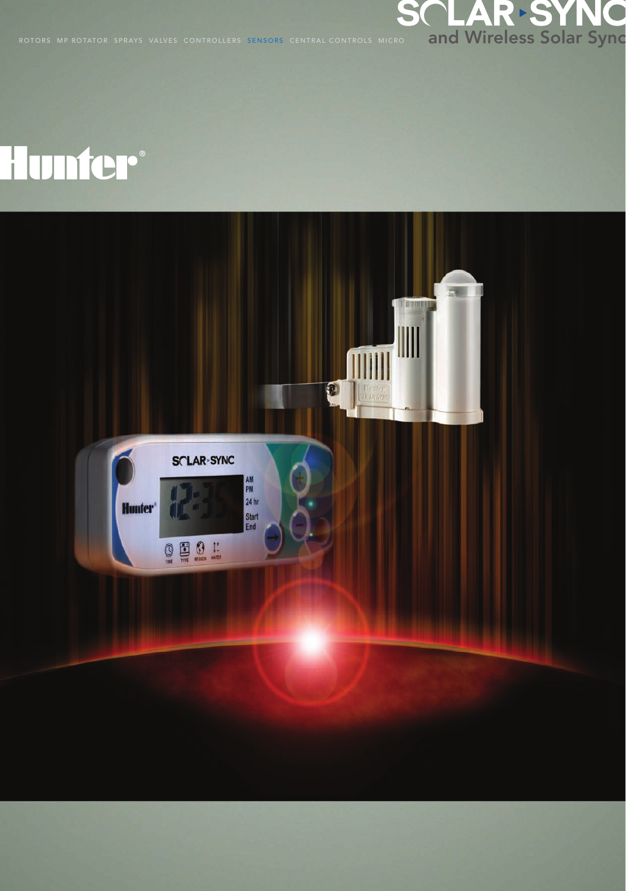ROTORS MP ROTATOR SPRAYS VALVES CONTROLLERS **SENSORS** CENTRAL CONTROLS MICRO

# SOLAR SYNC

## and Wireless Solar Sync

Hunter®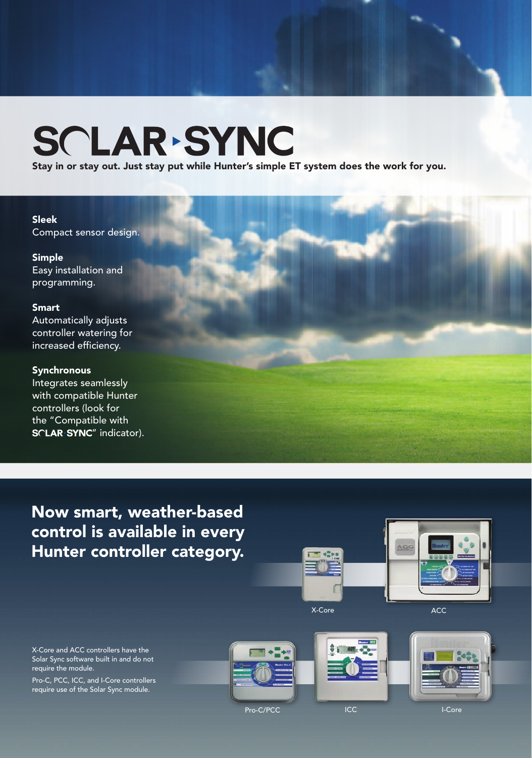# SOLAR SYNC

**Stay in or stay out. Just stay put while Hunter's simple ET system does the work for you.**

**Sleek**
Compact sensor design.

**Simple**
Easy installation and programming.

**Smart**
Automatically adjusts controller watering for increased efficiency.

**Synchronous**
Integrates seamlessly with compatible Hunter controllers (look for the "Compatible with **SOLAR SYNC**" indicator).

## Now smart, weather-based control is available in every Hunter controller category.

X-Core

ACC

X-Core and ACC controllers have the Solar Sync software built in and do not require the module.

Pro-C, PCC, ICC, and I-Core controllers require use of the Solar Sync module.

Pro-C/PCC

ICC

I-Core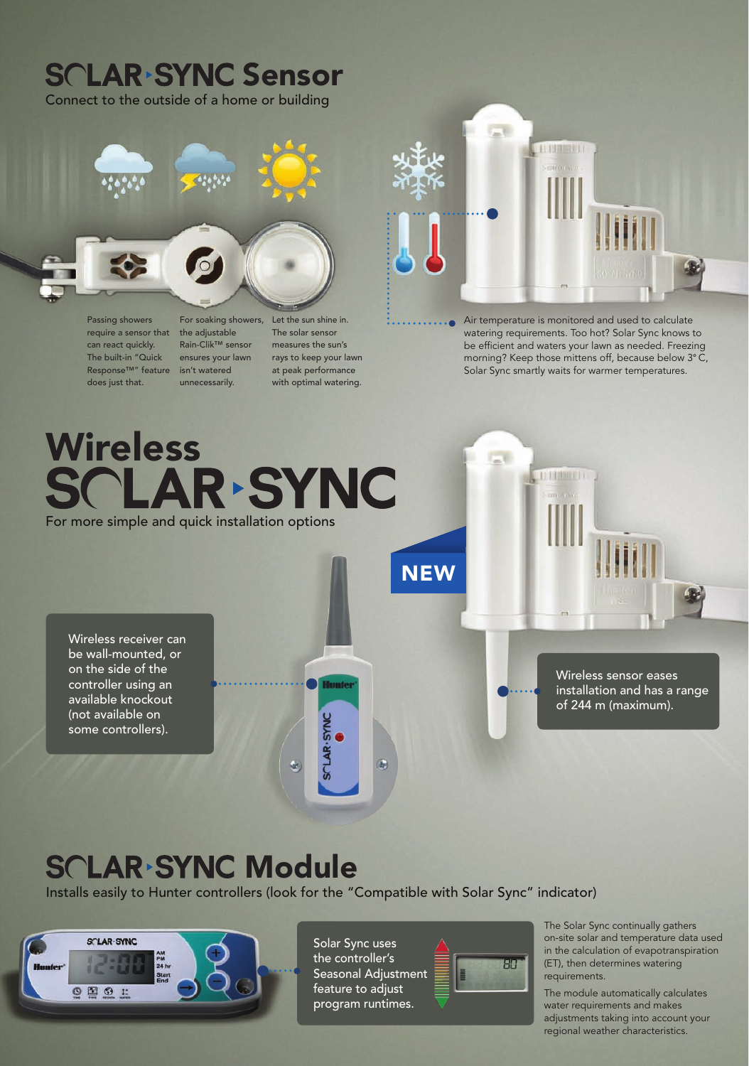# SOLAR SYNC Sensor

Connect to the outside of a home or building

Passing showers require a sensor that can react quickly. The built-in "Quick Response™" feature does just that.

For soaking showers, the adjustable Rain-Clik™ sensor ensures your lawn isn't watered unnecessarily.

Let the sun shine in. The solar sensor measures the sun's rays to keep your lawn at peak performance with optimal watering.

Air temperature is monitored and used to calculate watering requirements. Too hot? Solar Sync knows to be efficient and waters your lawn as needed. Freezing morning? Keep those mittens off, because below 3° C, Solar Sync smartly waits for warmer temperatures.

# Wireless SOLAR SYNC

For more simple and quick installation options

**NEW**

Wireless receiver can be wall-mounted, or on the side of the controller using an available knockout (not available on some controllers).

Wireless sensor eases installation and has a range of 244 m (maximum).

# SOLAR SYNC Module

Installs easily to Hunter controllers (look for the "Compatible with Solar Sync" indicator)

Solar Sync uses the controller's Seasonal Adjustment feature to adjust program runtimes.

The Solar Sync continually gathers on-site solar and temperature data used in the calculation of evapotranspiration (ET), then determines watering requirements.

The module automatically calculates water requirements and makes adjustments taking into account your regional weather characteristics.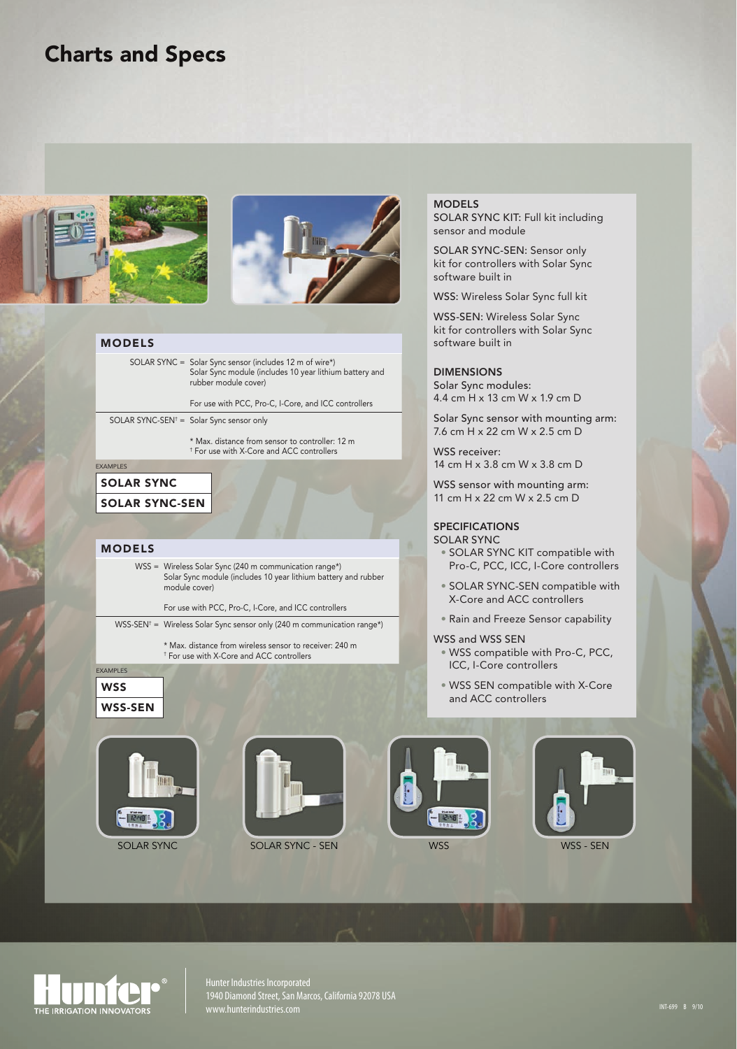# Charts and Specs

## MODELS

| | |
|---|---|
| SOLAR SYNC = | Solar Sync sensor (includes 12 m of wire*) Solar Sync module (includes 10 year lithium battery and rubber module cover) For use with PCC, Pro-C, I-Core, and ICC controllers |
| SOLAR SYNC-SEN† = | Solar Sync sensor only |

\* Max. distance from sensor to controller: 12 m
† For use with X-Core and ACC controllers

EXAMPLES

| |
|---|
| SOLAR SYNC |
| SOLAR SYNC-SEN |

## MODELS

| | |
|---|---|
| WSS = | Wireless Solar Sync (240 m communication range*) Solar Sync module (includes 10 year lithium battery and rubber module cover) For use with PCC, Pro-C, I-Core, and ICC controllers |
| WSS-SEN† = | Wireless Solar Sync sensor only (240 m communication range*) |

\* Max. distance from wireless sensor to receiver: 240 m
† For use with X-Core and ACC controllers

EXAMPLES

| |
|---|
| WSS |
| WSS-SEN |

SOLAR SYNC

SOLAR SYNC - SEN

WSS

WSS - SEN

### MODELS

SOLAR SYNC KIT: Full kit including sensor and module

SOLAR SYNC-SEN: Sensor only kit for controllers with Solar Sync software built in

WSS: Wireless Solar Sync full kit

WSS-SEN: Wireless Solar Sync kit for controllers with Solar Sync software built in

### DIMENSIONS

Solar Sync modules:
4.4 cm H x 13 cm W x 1.9 cm D

Solar Sync sensor with mounting arm:
7.6 cm H x 22 cm W x 2.5 cm D

WSS receiver:
14 cm H x 3.8 cm W x 3.8 cm D

WSS sensor with mounting arm:
11 cm H x 22 cm W x 2.5 cm D

### SPECIFICATIONS

SOLAR SYNC

- SOLAR SYNC KIT compatible with Pro-C, PCC, ICC, I-Core controllers
- SOLAR SYNC-SEN compatible with X-Core and ACC controllers
- Rain and Freeze Sensor capability

WSS and WSS SEN

- WSS compatible with Pro-C, PCC, ICC, I-Core controllers
- WSS SEN compatible with X-Core and ACC controllers

Hunter® THE IRRIGATION INNOVATORS

Hunter Industries Incorporated
1940 Diamond Street, San Marcos, California 92078 USA
www.hunterindustries.com

INT-699 B 9/10